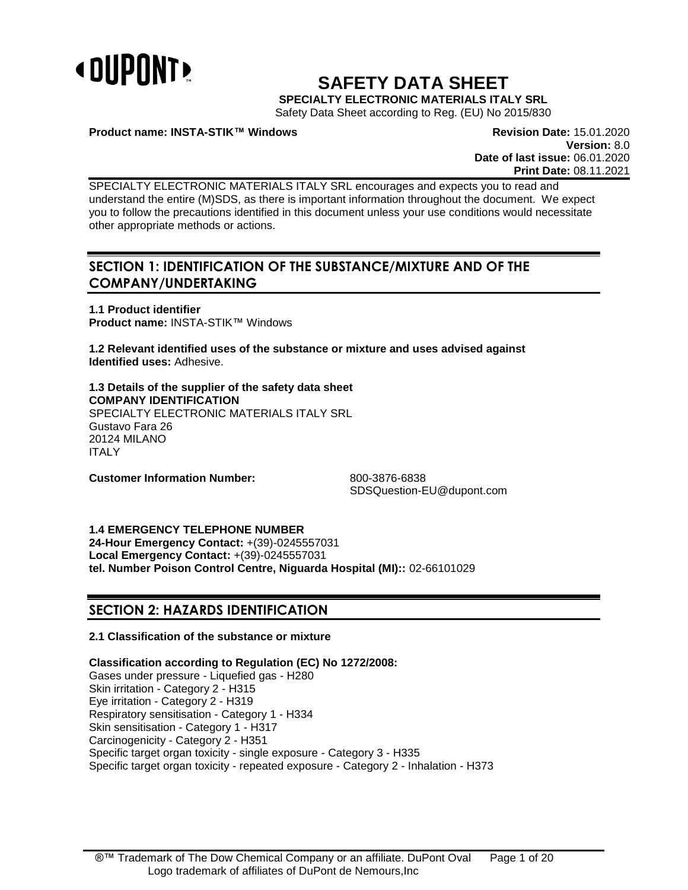# SAFETY DATA SHEET

**SPECIALTY ELECTRONIC MATERIALS ITALY SRL**

Safety Data Sheet according to Reg. (EU) No 2015/830

**Product name: INSTA-STIK™ Windows**

**Revision Date:** 15.01.2020
**Version:** 8.0
**Date of last issue:** 06.01.2020
**Print Date:** 08.11.2021

SPECIALTY ELECTRONIC MATERIALS ITALY SRL encourages and expects you to read and understand the entire (M)SDS, as there is important information throughout the document. We expect you to follow the precautions identified in this document unless your use conditions would necessitate other appropriate methods or actions.

## SECTION 1: IDENTIFICATION OF THE SUBSTANCE/MIXTURE AND OF THE COMPANY/UNDERTAKING

**1.1 Product identifier**
**Product name:** INSTA-STIK™ Windows

**1.2 Relevant identified uses of the substance or mixture and uses advised against**
**Identified uses:** Adhesive.

**1.3 Details of the supplier of the safety data sheet**
**COMPANY IDENTIFICATION**
SPECIALTY ELECTRONIC MATERIALS ITALY SRL
Gustavo Fara 26
20124 MILANO
ITALY

**Customer Information Number:** 800-3876-6838
SDSQuestion-EU@dupont.com

**1.4 EMERGENCY TELEPHONE NUMBER**
**24-Hour Emergency Contact:** +(39)-0245557031
**Local Emergency Contact:** +(39)-0245557031
**tel. Number Poison Control Centre, Niguarda Hospital (MI)::** 02-66101029

## SECTION 2: HAZARDS IDENTIFICATION

**2.1 Classification of the substance or mixture**

**Classification according to Regulation (EC) No 1272/2008:**
Gases under pressure - Liquefied gas - H280
Skin irritation - Category 2 - H315
Eye irritation - Category 2 - H319
Respiratory sensitisation - Category 1 - H334
Skin sensitisation - Category 1 - H317
Carcinogenicity - Category 2 - H351
Specific target organ toxicity - single exposure - Category 3 - H335
Specific target organ toxicity - repeated exposure - Category 2 - Inhalation - H373

®™ Trademark of The Dow Chemical Company or an affiliate. DuPont Oval Logo trademark of affiliates of DuPont de Nemours,Inc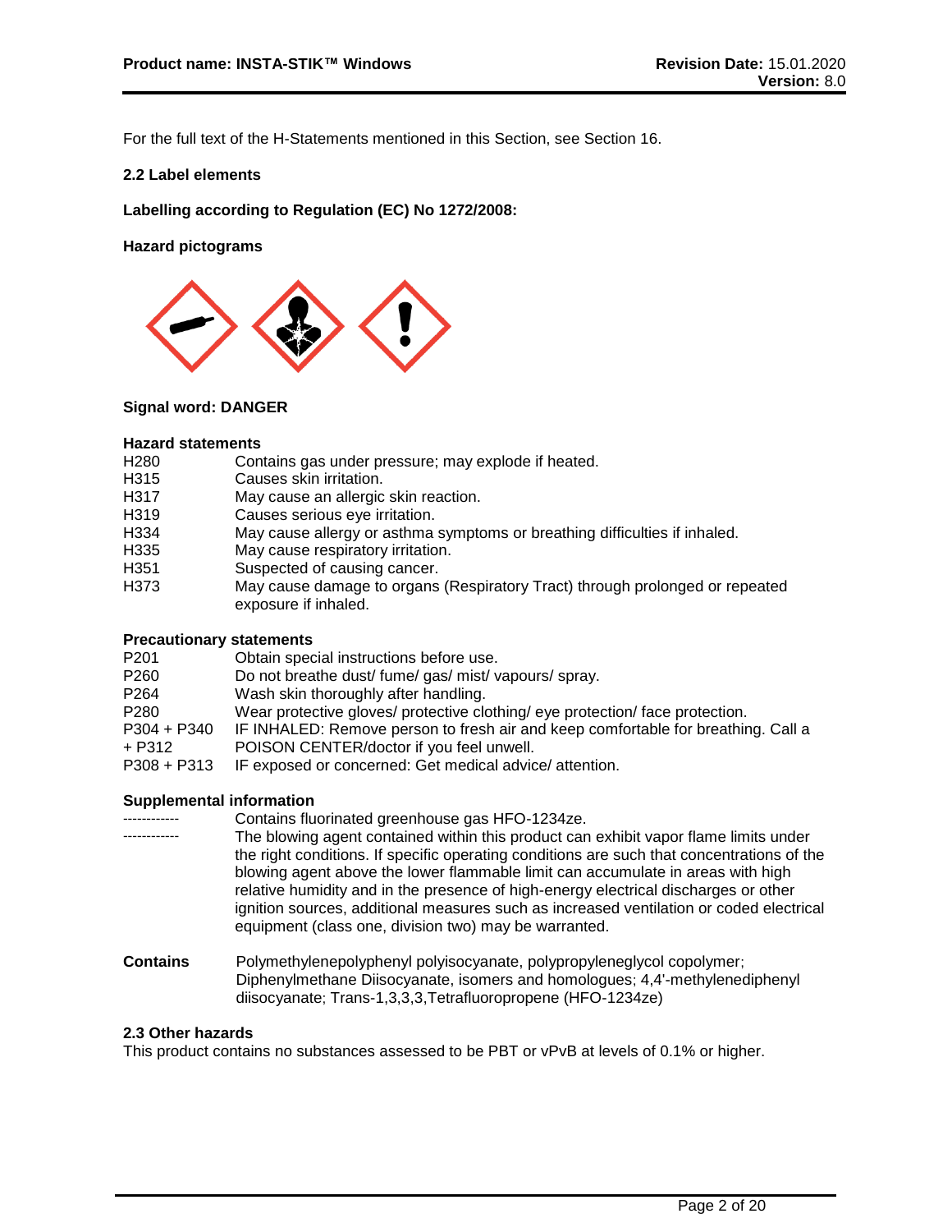For the full text of the H-Statements mentioned in this Section, see Section 16.

### 2.2 Label elements

**Labelling according to Regulation (EC) No 1272/2008:**

**Hazard pictograms**

**Signal word: DANGER**

**Hazard statements**

| | |
|---|---|
| H280 | Contains gas under pressure; may explode if heated. |
| H315 | Causes skin irritation. |
| H317 | May cause an allergic skin reaction. |
| H319 | Causes serious eye irritation. |
| H334 | May cause allergy or asthma symptoms or breathing difficulties if inhaled. |
| H335 | May cause respiratory irritation. |
| H351 | Suspected of causing cancer. |
| H373 | May cause damage to organs (Respiratory Tract) through prolonged or repeated exposure if inhaled. |

**Precautionary statements**

| | |
|---|---|
| P201 | Obtain special instructions before use. |
| P260 | Do not breathe dust/ fume/ gas/ mist/ vapours/ spray. |
| P264 | Wash skin thoroughly after handling. |
| P280 | Wear protective gloves/ protective clothing/ eye protection/ face protection. |
| P304 + P340 + P312 | IF INHALED: Remove person to fresh air and keep comfortable for breathing. Call a POISON CENTER/doctor if you feel unwell. |
| P308 + P313 | IF exposed or concerned: Get medical advice/ attention. |

**Supplemental information**

| | |
|---|---|
| ------------ | Contains fluorinated greenhouse gas HFO-1234ze. |
| ------------ | The blowing agent contained within this product can exhibit vapor flame limits under the right conditions. If specific operating conditions are such that concentrations of the blowing agent above the lower flammable limit can accumulate in areas with high relative humidity and in the presence of high-energy electrical discharges or other ignition sources, additional measures such as increased ventilation or coded electrical equipment (class one, division two) may be warranted. |

**Contains** Polymethylenepolyphenyl polyisocyanate, polypropyleneglycol copolymer; Diphenylmethane Diisocyanate, isomers and homologues; 4,4'-methylenediphenyl diisocyanate; Trans-1,3,3,3,Tetrafluoropropene (HFO-1234ze)

### 2.3 Other hazards

This product contains no substances assessed to be PBT or vPvB at levels of 0.1% or higher.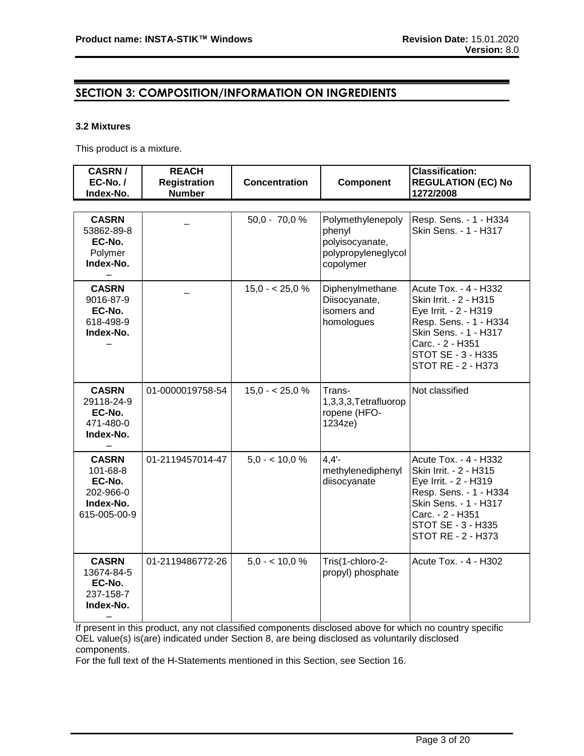## SECTION 3: COMPOSITION/INFORMATION ON INGREDIENTS

### 3.2 Mixtures

This product is a mixture.

| CASRN / EC-No. / Index-No. | REACH Registration Number | Concentration | Component | Classification: REGULATION (EC) No 1272/2008 |
|---|---|---|---|---|
| **CASRN** 53862-89-8 **EC-No.** Polymer **Index-No.** – | – | 50,0 - 70,0 % | Polymethylenepoly phenyl polyisocyanate, polypropyleneglycol copolymer | Resp. Sens. - 1 - H334<br>Skin Sens. - 1 - H317 |
| **CASRN** 9016-87-9 **EC-No.** 618-498-9 **Index-No.** – | – | 15,0 - < 25,0 % | Diphenylmethane Diisocyanate, isomers and homologues | Acute Tox. - 4 - H332<br>Skin Irrit. - 2 - H315<br>Eye Irrit. - 2 - H319<br>Resp. Sens. - 1 - H334<br>Skin Sens. - 1 - H317<br>Carc. - 2 - H351<br>STOT SE - 3 - H335<br>STOT RE - 2 - H373 |
| **CASRN** 29118-24-9 **EC-No.** 471-480-0 **Index-No.** – | 01-0000019758-54 | 15,0 - < 25,0 % | Trans-1,3,3,3,Tetrafluoropropene (HFO-1234ze) | Not classified |
| **CASRN** 101-68-8 **EC-No.** 202-966-0 **Index-No.** 615-005-00-9 | 01-2119457014-47 | 5,0 - < 10,0 % | 4,4'-methylenediphenyl diisocyanate | Acute Tox. - 4 - H332<br>Skin Irrit. - 2 - H315<br>Eye Irrit. - 2 - H319<br>Resp. Sens. - 1 - H334<br>Skin Sens. - 1 - H317<br>Carc. - 2 - H351<br>STOT SE - 3 - H335<br>STOT RE - 2 - H373 |
| **CASRN** 13674-84-5 **EC-No.** 237-158-7 **Index-No.** – | 01-2119486772-26 | 5,0 - < 10,0 % | Tris(1-chloro-2-propyl) phosphate | Acute Tox. - 4 - H302 |

If present in this product, any not classified components disclosed above for which no country specific OEL value(s) is(are) indicated under Section 8, are being disclosed as voluntarily disclosed components.

For the full text of the H-Statements mentioned in this Section, see Section 16.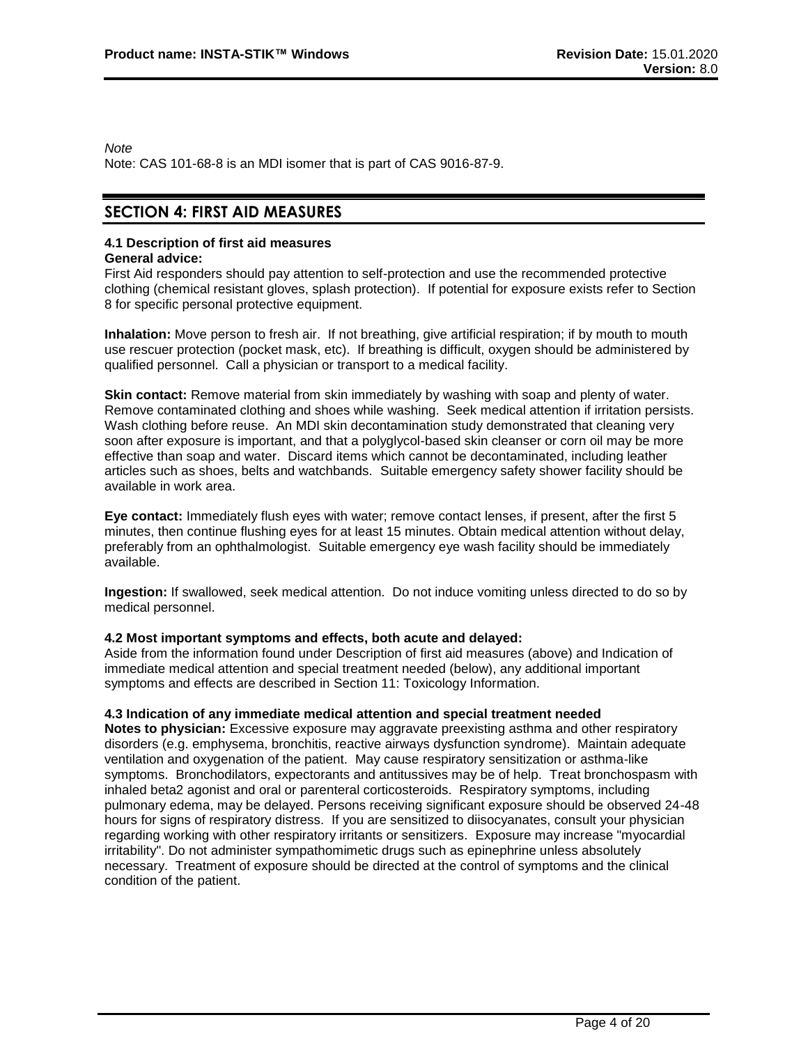*Note*
Note: CAS 101-68-8 is an MDI isomer that is part of CAS 9016-87-9.

## SECTION 4: FIRST AID MEASURES

**4.1 Description of first aid measures**
**General advice:**
First Aid responders should pay attention to self-protection and use the recommended protective clothing (chemical resistant gloves, splash protection). If potential for exposure exists refer to Section 8 for specific personal protective equipment.

**Inhalation:** Move person to fresh air. If not breathing, give artificial respiration; if by mouth to mouth use rescuer protection (pocket mask, etc). If breathing is difficult, oxygen should be administered by qualified personnel. Call a physician or transport to a medical facility.

**Skin contact:** Remove material from skin immediately by washing with soap and plenty of water. Remove contaminated clothing and shoes while washing. Seek medical attention if irritation persists. Wash clothing before reuse. An MDI skin decontamination study demonstrated that cleaning very soon after exposure is important, and that a polyglycol-based skin cleanser or corn oil may be more effective than soap and water. Discard items which cannot be decontaminated, including leather articles such as shoes, belts and watchbands. Suitable emergency safety shower facility should be available in work area.

**Eye contact:** Immediately flush eyes with water; remove contact lenses, if present, after the first 5 minutes, then continue flushing eyes for at least 15 minutes. Obtain medical attention without delay, preferably from an ophthalmologist. Suitable emergency eye wash facility should be immediately available.

**Ingestion:** If swallowed, seek medical attention. Do not induce vomiting unless directed to do so by medical personnel.

**4.2 Most important symptoms and effects, both acute and delayed:**
Aside from the information found under Description of first aid measures (above) and Indication of immediate medical attention and special treatment needed (below), any additional important symptoms and effects are described in Section 11: Toxicology Information.

**4.3 Indication of any immediate medical attention and special treatment needed**
**Notes to physician:** Excessive exposure may aggravate preexisting asthma and other respiratory disorders (e.g. emphysema, bronchitis, reactive airways dysfunction syndrome). Maintain adequate ventilation and oxygenation of the patient. May cause respiratory sensitization or asthma-like symptoms. Bronchodilators, expectorants and antitussives may be of help. Treat bronchospasm with inhaled beta2 agonist and oral or parenteral corticosteroids. Respiratory symptoms, including pulmonary edema, may be delayed. Persons receiving significant exposure should be observed 24-48 hours for signs of respiratory distress. If you are sensitized to diisocyanates, consult your physician regarding working with other respiratory irritants or sensitizers. Exposure may increase "myocardial irritability". Do not administer sympathomimetic drugs such as epinephrine unless absolutely necessary. Treatment of exposure should be directed at the control of symptoms and the clinical condition of the patient.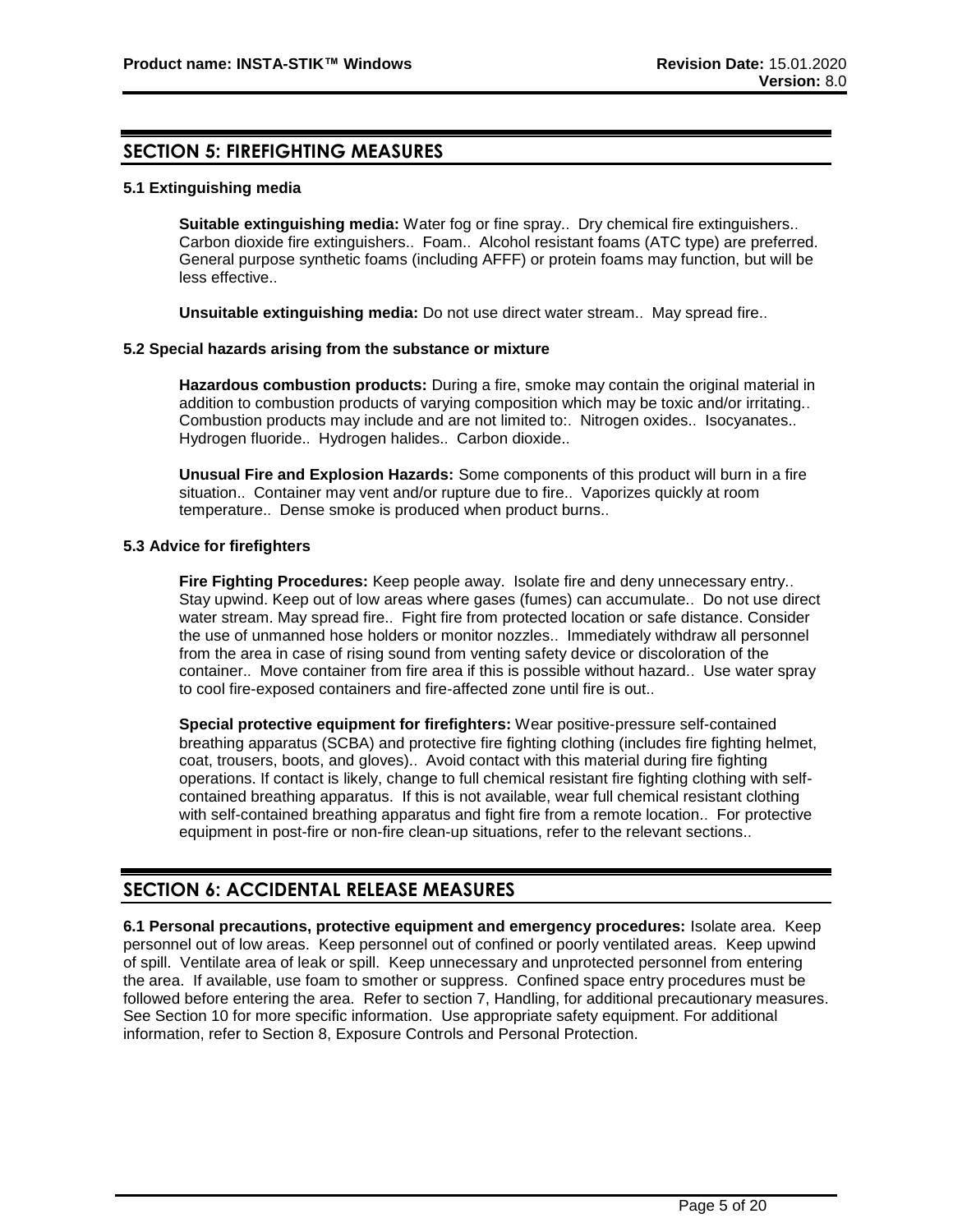## SECTION 5: FIREFIGHTING MEASURES

### 5.1 Extinguishing media

**Suitable extinguishing media:** Water fog or fine spray.. Dry chemical fire extinguishers.. Carbon dioxide fire extinguishers.. Foam.. Alcohol resistant foams (ATC type) are preferred. General purpose synthetic foams (including AFFF) or protein foams may function, but will be less effective..

**Unsuitable extinguishing media:** Do not use direct water stream.. May spread fire..

### 5.2 Special hazards arising from the substance or mixture

**Hazardous combustion products:** During a fire, smoke may contain the original material in addition to combustion products of varying composition which may be toxic and/or irritating.. Combustion products may include and are not limited to:. Nitrogen oxides.. Isocyanates.. Hydrogen fluoride.. Hydrogen halides.. Carbon dioxide..

**Unusual Fire and Explosion Hazards:** Some components of this product will burn in a fire situation.. Container may vent and/or rupture due to fire.. Vaporizes quickly at room temperature.. Dense smoke is produced when product burns..

### 5.3 Advice for firefighters

**Fire Fighting Procedures:** Keep people away. Isolate fire and deny unnecessary entry.. Stay upwind. Keep out of low areas where gases (fumes) can accumulate.. Do not use direct water stream. May spread fire.. Fight fire from protected location or safe distance. Consider the use of unmanned hose holders or monitor nozzles.. Immediately withdraw all personnel from the area in case of rising sound from venting safety device or discoloration of the container.. Move container from fire area if this is possible without hazard.. Use water spray to cool fire-exposed containers and fire-affected zone until fire is out..

**Special protective equipment for firefighters:** Wear positive-pressure self-contained breathing apparatus (SCBA) and protective fire fighting clothing (includes fire fighting helmet, coat, trousers, boots, and gloves).. Avoid contact with this material during fire fighting operations. If contact is likely, change to full chemical resistant fire fighting clothing with self-contained breathing apparatus. If this is not available, wear full chemical resistant clothing with self-contained breathing apparatus and fight fire from a remote location.. For protective equipment in post-fire or non-fire clean-up situations, refer to the relevant sections..

## SECTION 6: ACCIDENTAL RELEASE MEASURES

**6.1 Personal precautions, protective equipment and emergency procedures:** Isolate area. Keep personnel out of low areas. Keep personnel out of confined or poorly ventilated areas. Keep upwind of spill. Ventilate area of leak or spill. Keep unnecessary and unprotected personnel from entering the area. If available, use foam to smother or suppress. Confined space entry procedures must be followed before entering the area. Refer to section 7, Handling, for additional precautionary measures. See Section 10 for more specific information. Use appropriate safety equipment. For additional information, refer to Section 8, Exposure Controls and Personal Protection.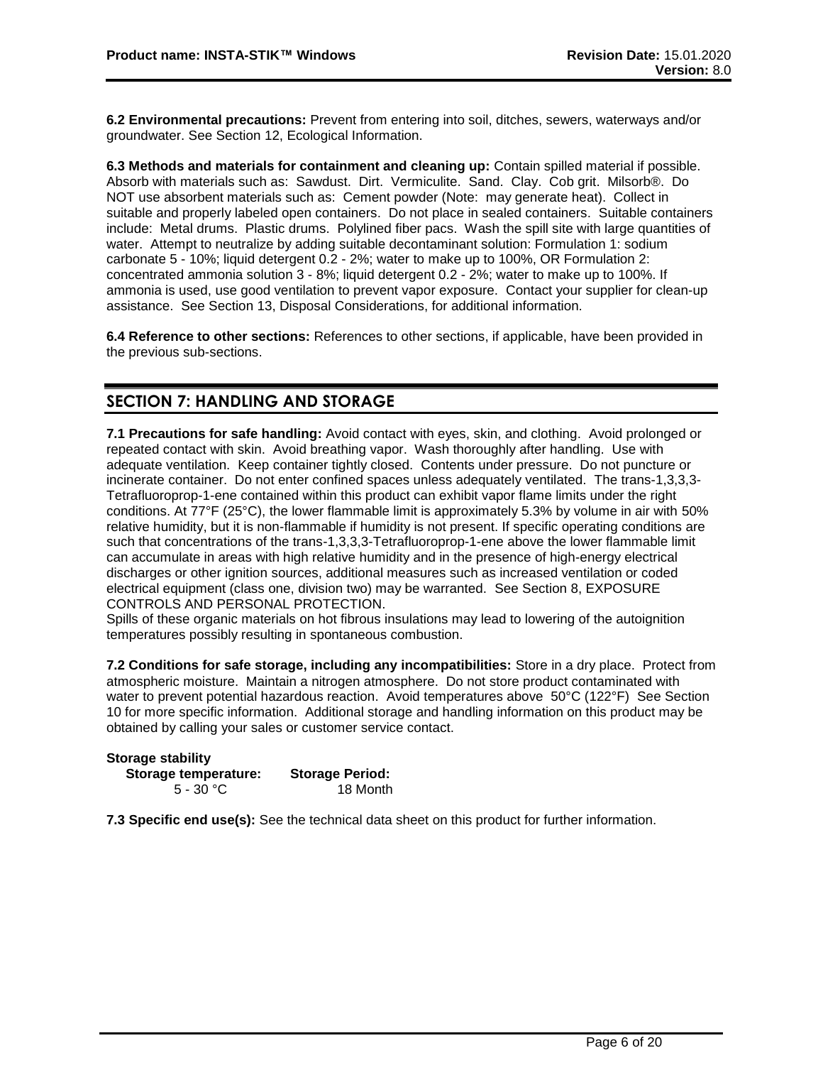**6.2 Environmental precautions:** Prevent from entering into soil, ditches, sewers, waterways and/or groundwater. See Section 12, Ecological Information.

**6.3 Methods and materials for containment and cleaning up:** Contain spilled material if possible. Absorb with materials such as: Sawdust. Dirt. Vermiculite. Sand. Clay. Cob grit. Milsorb®. Do NOT use absorbent materials such as: Cement powder (Note: may generate heat). Collect in suitable and properly labeled open containers. Do not place in sealed containers. Suitable containers include: Metal drums. Plastic drums. Polylined fiber pacs. Wash the spill site with large quantities of water. Attempt to neutralize by adding suitable decontaminant solution: Formulation 1: sodium carbonate 5 - 10%; liquid detergent 0.2 - 2%; water to make up to 100%, OR Formulation 2: concentrated ammonia solution 3 - 8%; liquid detergent 0.2 - 2%; water to make up to 100%. If ammonia is used, use good ventilation to prevent vapor exposure. Contact your supplier for clean-up assistance. See Section 13, Disposal Considerations, for additional information.

**6.4 Reference to other sections:** References to other sections, if applicable, have been provided in the previous sub-sections.

## SECTION 7: HANDLING AND STORAGE

**7.1 Precautions for safe handling:** Avoid contact with eyes, skin, and clothing. Avoid prolonged or repeated contact with skin. Avoid breathing vapor. Wash thoroughly after handling. Use with adequate ventilation. Keep container tightly closed. Contents under pressure. Do not puncture or incinerate container. Do not enter confined spaces unless adequately ventilated. The trans-1,3,3,3-Tetrafluoroprop-1-ene contained within this product can exhibit vapor flame limits under the right conditions. At 77°F (25°C), the lower flammable limit is approximately 5.3% by volume in air with 50% relative humidity, but it is non-flammable if humidity is not present. If specific operating conditions are such that concentrations of the trans-1,3,3,3-Tetrafluoroprop-1-ene above the lower flammable limit can accumulate in areas with high relative humidity and in the presence of high-energy electrical discharges or other ignition sources, additional measures such as increased ventilation or coded electrical equipment (class one, division two) may be warranted. See Section 8, EXPOSURE CONTROLS AND PERSONAL PROTECTION.
Spills of these organic materials on hot fibrous insulations may lead to lowering of the autoignition temperatures possibly resulting in spontaneous combustion.

**7.2 Conditions for safe storage, including any incompatibilities:** Store in a dry place. Protect from atmospheric moisture. Maintain a nitrogen atmosphere. Do not store product contaminated with water to prevent potential hazardous reaction. Avoid temperatures above 50°C (122°F) See Section 10 for more specific information. Additional storage and handling information on this product may be obtained by calling your sales or customer service contact.

**Storage stability**

| Storage temperature: | Storage Period: |
|---|---|
| 5 - 30 °C | 18 Month |

**7.3 Specific end use(s):** See the technical data sheet on this product for further information.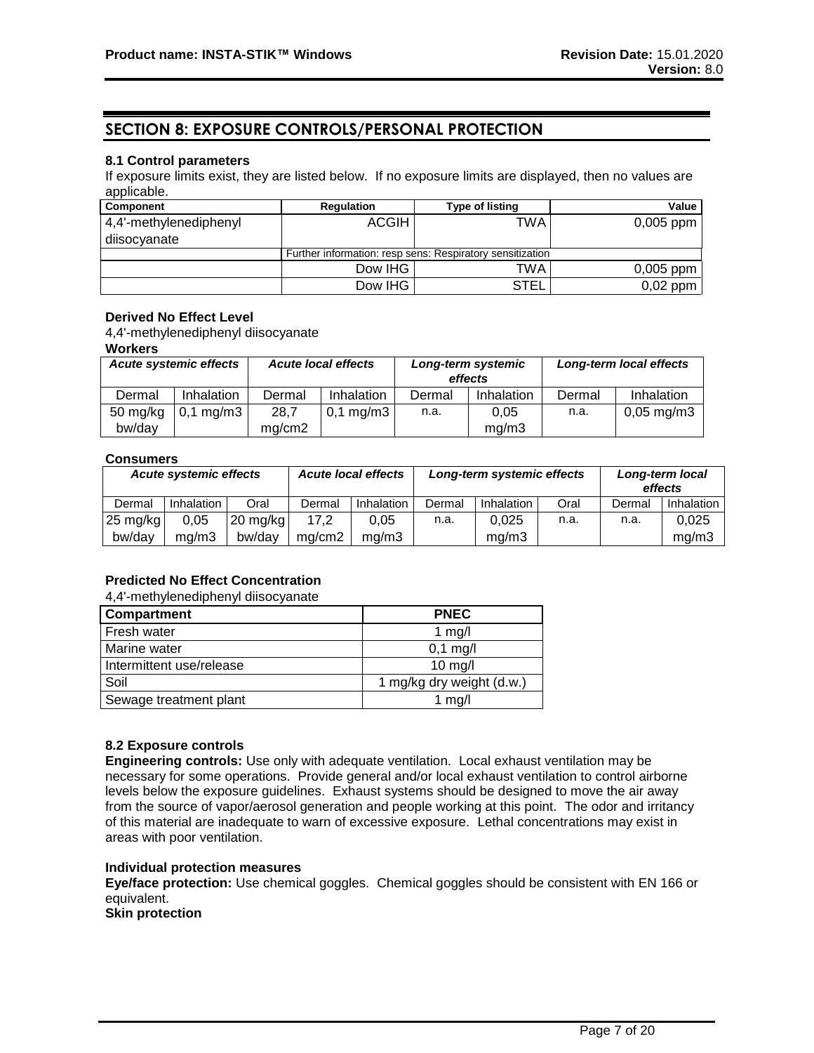## SECTION 8: EXPOSURE CONTROLS/PERSONAL PROTECTION

### 8.1 Control parameters

If exposure limits exist, they are listed below. If no exposure limits are displayed, then no values are applicable.

| Component | Regulation | Type of listing | Value |
|---|---|---|---|
| 4,4'-methylenediphenyl diisocyanate | ACGIH | TWA | 0,005 ppm |
| | Further information: resp sens: Respiratory sensitization | | |
| | Dow IHG | TWA | 0,005 ppm |
| | Dow IHG | STEL | 0,02 ppm |

**Derived No Effect Level**

4,4'-methylenediphenyl diisocyanate

**Workers**

| *Acute systemic effects* | | *Acute local effects* | | *Long-term systemic effects* | | *Long-term local effects* | |
|---|---|---|---|---|---|---|---|
| Dermal | Inhalation | Dermal | Inhalation | Dermal | Inhalation | Dermal | Inhalation |
| 50 mg/kg bw/day | 0,1 mg/m3 | 28,7 mg/cm2 | 0,1 mg/m3 | n.a. | 0,05 mg/m3 | n.a. | 0,05 mg/m3 |

**Consumers**

| *Acute systemic effects* | | | *Acute local effects* | | *Long-term systemic effects* | | | *Long-term local effects* | |
|---|---|---|---|---|---|---|---|---|---|
| Dermal | Inhalation | Oral | Dermal | Inhalation | Dermal | Inhalation | Oral | Dermal | Inhalation |
| 25 mg/kg bw/day | 0,05 mg/m3 | 20 mg/kg bw/day | 17,2 mg/cm2 | 0,05 mg/m3 | n.a. | 0,025 mg/m3 | n.a. | n.a. | 0,025 mg/m3 |

**Predicted No Effect Concentration**

4,4'-methylenediphenyl diisocyanate

| Compartment | PNEC |
|---|---|
| Fresh water | 1 mg/l |
| Marine water | 0,1 mg/l |
| Intermittent use/release | 10 mg/l |
| Soil | 1 mg/kg dry weight (d.w.) |
| Sewage treatment plant | 1 mg/l |

### 8.2 Exposure controls

**Engineering controls:** Use only with adequate ventilation. Local exhaust ventilation may be necessary for some operations. Provide general and/or local exhaust ventilation to control airborne levels below the exposure guidelines. Exhaust systems should be designed to move the air away from the source of vapor/aerosol generation and people working at this point. The odor and irritancy of this material are inadequate to warn of excessive exposure. Lethal concentrations may exist in areas with poor ventilation.

**Individual protection measures**

**Eye/face protection:** Use chemical goggles. Chemical goggles should be consistent with EN 166 or equivalent.

**Skin protection**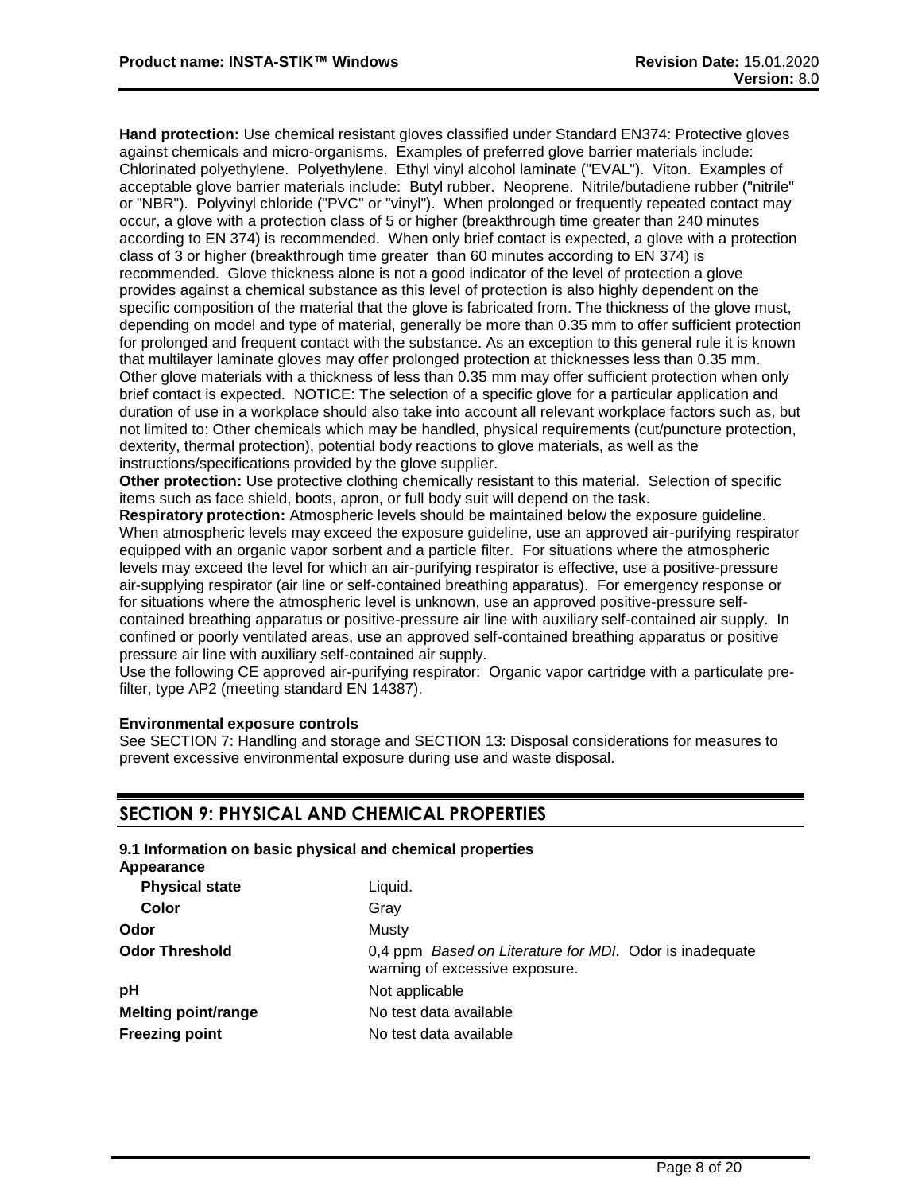**Hand protection:** Use chemical resistant gloves classified under Standard EN374: Protective gloves against chemicals and micro-organisms. Examples of preferred glove barrier materials include: Chlorinated polyethylene. Polyethylene. Ethyl vinyl alcohol laminate ("EVAL"). Viton. Examples of acceptable glove barrier materials include: Butyl rubber. Neoprene. Nitrile/butadiene rubber ("nitrile" or "NBR"). Polyvinyl chloride ("PVC" or "vinyl"). When prolonged or frequently repeated contact may occur, a glove with a protection class of 5 or higher (breakthrough time greater than 240 minutes according to EN 374) is recommended. When only brief contact is expected, a glove with a protection class of 3 or higher (breakthrough time greater than 60 minutes according to EN 374) is recommended. Glove thickness alone is not a good indicator of the level of protection a glove provides against a chemical substance as this level of protection is also highly dependent on the specific composition of the material that the glove is fabricated from. The thickness of the glove must, depending on model and type of material, generally be more than 0.35 mm to offer sufficient protection for prolonged and frequent contact with the substance. As an exception to this general rule it is known that multilayer laminate gloves may offer prolonged protection at thicknesses less than 0.35 mm. Other glove materials with a thickness of less than 0.35 mm may offer sufficient protection when only brief contact is expected. NOTICE: The selection of a specific glove for a particular application and duration of use in a workplace should also take into account all relevant workplace factors such as, but not limited to: Other chemicals which may be handled, physical requirements (cut/puncture protection, dexterity, thermal protection), potential body reactions to glove materials, as well as the instructions/specifications provided by the glove supplier.

**Other protection:** Use protective clothing chemically resistant to this material. Selection of specific items such as face shield, boots, apron, or full body suit will depend on the task.

**Respiratory protection:** Atmospheric levels should be maintained below the exposure guideline. When atmospheric levels may exceed the exposure guideline, use an approved air-purifying respirator equipped with an organic vapor sorbent and a particle filter. For situations where the atmospheric levels may exceed the level for which an air-purifying respirator is effective, use a positive-pressure air-supplying respirator (air line or self-contained breathing apparatus). For emergency response or for situations where the atmospheric level is unknown, use an approved positive-pressure self-contained breathing apparatus or positive-pressure air line with auxiliary self-contained air supply. In confined or poorly ventilated areas, use an approved self-contained breathing apparatus or positive pressure air line with auxiliary self-contained air supply.

Use the following CE approved air-purifying respirator: Organic vapor cartridge with a particulate pre-filter, type AP2 (meeting standard EN 14387).

**Environmental exposure controls**

See SECTION 7: Handling and storage and SECTION 13: Disposal considerations for measures to prevent excessive environmental exposure during use and waste disposal.

## SECTION 9: PHYSICAL AND CHEMICAL PROPERTIES

**9.1 Information on basic physical and chemical properties**

**Appearance**

| | |
|---|---|
| **Physical state** | Liquid. |
| **Color** | Gray |
| **Odor** | Musty |
| **Odor Threshold** | 0,4 ppm *Based on Literature for MDI.* Odor is inadequate warning of excessive exposure. |
| **pH** | Not applicable |
| **Melting point/range** | No test data available |
| **Freezing point** | No test data available |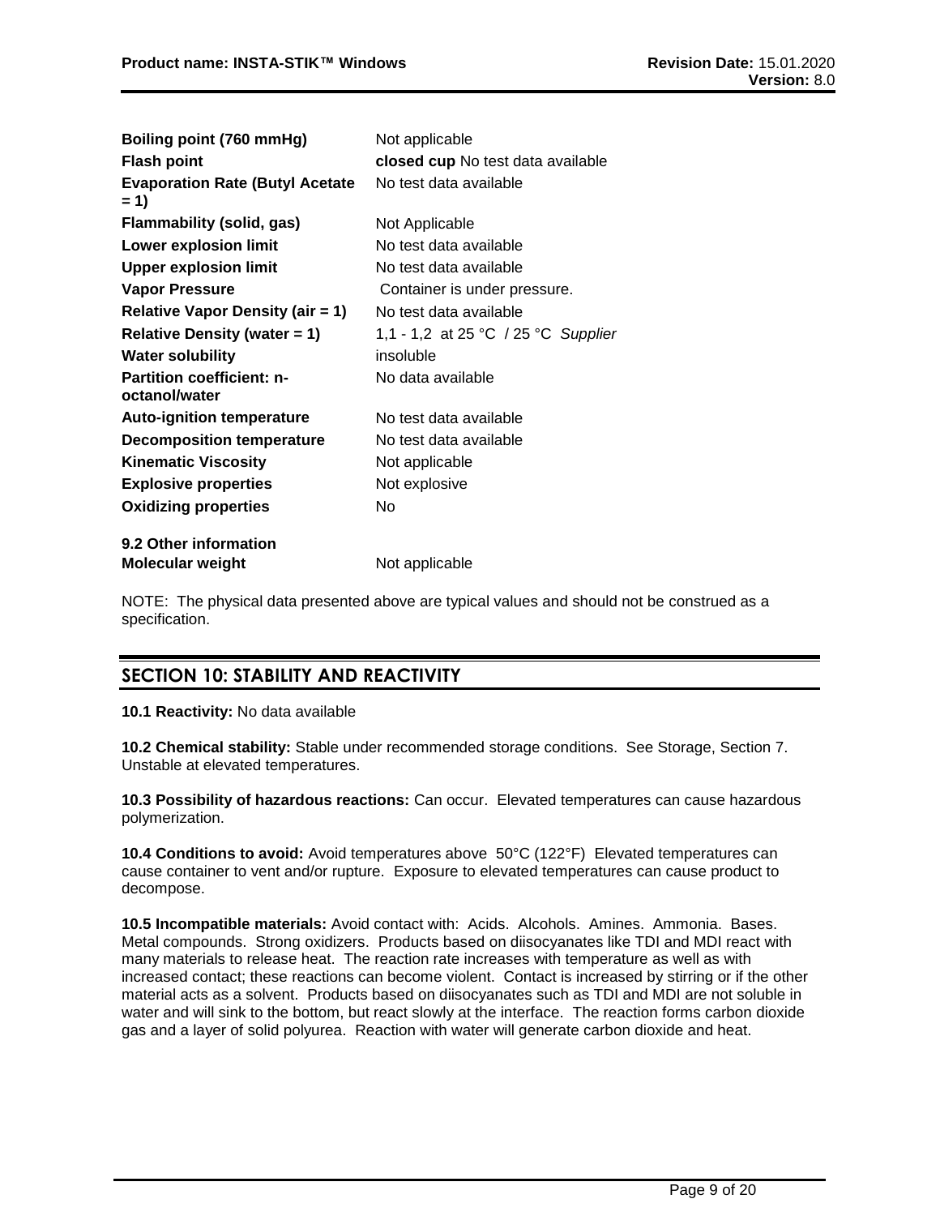| | |
|---|---|
| **Boiling point (760 mmHg)** | Not applicable |
| **Flash point** | **closed cup** No test data available |
| **Evaporation Rate (Butyl Acetate = 1)** | No test data available |
| **Flammability (solid, gas)** | Not Applicable |
| **Lower explosion limit** | No test data available |
| **Upper explosion limit** | No test data available |
| **Vapor Pressure** | Container is under pressure. |
| **Relative Vapor Density (air = 1)** | No test data available |
| **Relative Density (water = 1)** | 1,1 - 1,2 at 25 °C / 25 °C *Supplier* |
| **Water solubility** | insoluble |
| **Partition coefficient: n-octanol/water** | No data available |
| **Auto-ignition temperature** | No test data available |
| **Decomposition temperature** | No test data available |
| **Kinematic Viscosity** | Not applicable |
| **Explosive properties** | Not explosive |
| **Oxidizing properties** | No |

**9.2 Other information**

| | |
|---|---|
| **Molecular weight** | Not applicable |

NOTE: The physical data presented above are typical values and should not be construed as a specification.

## SECTION 10: STABILITY AND REACTIVITY

**10.1 Reactivity:** No data available

**10.2 Chemical stability:** Stable under recommended storage conditions. See Storage, Section 7. Unstable at elevated temperatures.

**10.3 Possibility of hazardous reactions:** Can occur. Elevated temperatures can cause hazardous polymerization.

**10.4 Conditions to avoid:** Avoid temperatures above 50°C (122°F) Elevated temperatures can cause container to vent and/or rupture. Exposure to elevated temperatures can cause product to decompose.

**10.5 Incompatible materials:** Avoid contact with: Acids. Alcohols. Amines. Ammonia. Bases. Metal compounds. Strong oxidizers. Products based on diisocyanates like TDI and MDI react with many materials to release heat. The reaction rate increases with temperature as well as with increased contact; these reactions can become violent. Contact is increased by stirring or if the other material acts as a solvent. Products based on diisocyanates such as TDI and MDI are not soluble in water and will sink to the bottom, but react slowly at the interface. The reaction forms carbon dioxide gas and a layer of solid polyurea. Reaction with water will generate carbon dioxide and heat.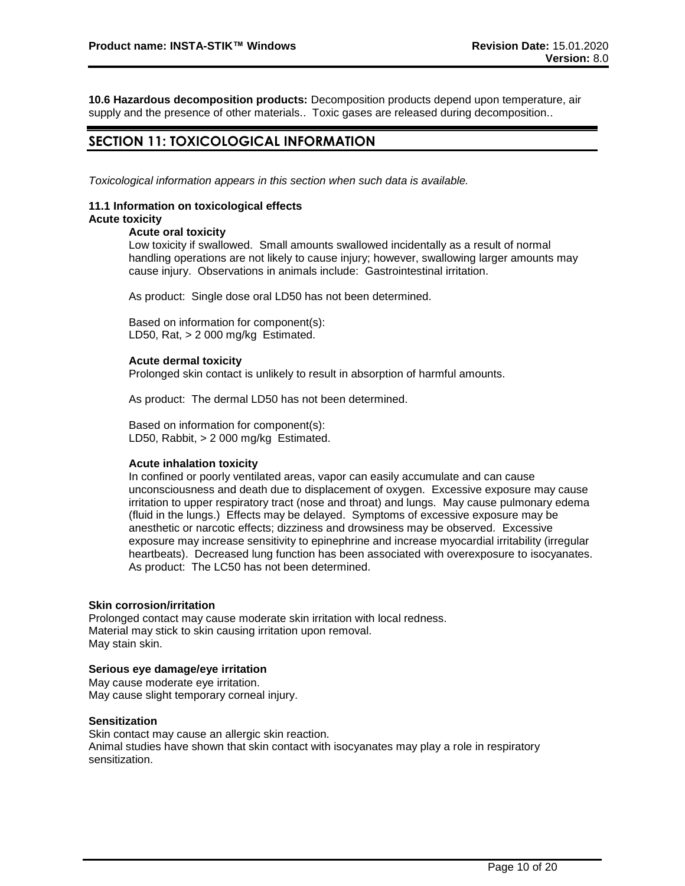**10.6 Hazardous decomposition products:** Decomposition products depend upon temperature, air supply and the presence of other materials.. Toxic gases are released during decomposition..

## SECTION 11: TOXICOLOGICAL INFORMATION

*Toxicological information appears in this section when such data is available.*

**11.1 Information on toxicological effects**

**Acute toxicity**

**Acute oral toxicity**

Low toxicity if swallowed. Small amounts swallowed incidentally as a result of normal handling operations are not likely to cause injury; however, swallowing larger amounts may cause injury. Observations in animals include: Gastrointestinal irritation.

As product: Single dose oral LD50 has not been determined.

Based on information for component(s):
LD50, Rat, > 2 000 mg/kg Estimated.

**Acute dermal toxicity**

Prolonged skin contact is unlikely to result in absorption of harmful amounts.

As product: The dermal LD50 has not been determined.

Based on information for component(s):
LD50, Rabbit, > 2 000 mg/kg Estimated.

**Acute inhalation toxicity**

In confined or poorly ventilated areas, vapor can easily accumulate and can cause unconsciousness and death due to displacement of oxygen. Excessive exposure may cause irritation to upper respiratory tract (nose and throat) and lungs. May cause pulmonary edema (fluid in the lungs.) Effects may be delayed. Symptoms of excessive exposure may be anesthetic or narcotic effects; dizziness and drowsiness may be observed. Excessive exposure may increase sensitivity to epinephrine and increase myocardial irritability (irregular heartbeats). Decreased lung function has been associated with overexposure to isocyanates.
As product: The LC50 has not been determined.

**Skin corrosion/irritation**

Prolonged contact may cause moderate skin irritation with local redness.
Material may stick to skin causing irritation upon removal.
May stain skin.

**Serious eye damage/eye irritation**

May cause moderate eye irritation.
May cause slight temporary corneal injury.

**Sensitization**

Skin contact may cause an allergic skin reaction.
Animal studies have shown that skin contact with isocyanates may play a role in respiratory sensitization.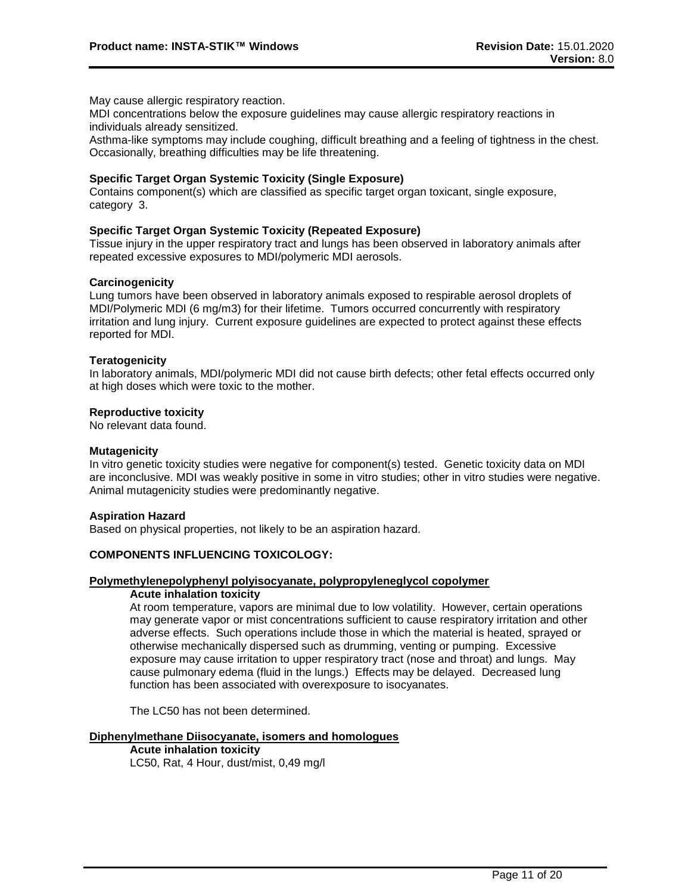May cause allergic respiratory reaction.
MDI concentrations below the exposure guidelines may cause allergic respiratory reactions in individuals already sensitized.
Asthma-like symptoms may include coughing, difficult breathing and a feeling of tightness in the chest. Occasionally, breathing difficulties may be life threatening.

**Specific Target Organ Systemic Toxicity (Single Exposure)**
Contains component(s) which are classified as specific target organ toxicant, single exposure, category 3.

**Specific Target Organ Systemic Toxicity (Repeated Exposure)**
Tissue injury in the upper respiratory tract and lungs has been observed in laboratory animals after repeated excessive exposures to MDI/polymeric MDI aerosols.

**Carcinogenicity**
Lung tumors have been observed in laboratory animals exposed to respirable aerosol droplets of MDI/Polymeric MDI (6 mg/m3) for their lifetime. Tumors occurred concurrently with respiratory irritation and lung injury. Current exposure guidelines are expected to protect against these effects reported for MDI.

**Teratogenicity**
In laboratory animals, MDI/polymeric MDI did not cause birth defects; other fetal effects occurred only at high doses which were toxic to the mother.

**Reproductive toxicity**
No relevant data found.

**Mutagenicity**
In vitro genetic toxicity studies were negative for component(s) tested. Genetic toxicity data on MDI are inconclusive. MDI was weakly positive in some in vitro studies; other in vitro studies were negative. Animal mutagenicity studies were predominantly negative.

**Aspiration Hazard**
Based on physical properties, not likely to be an aspiration hazard.

**COMPONENTS INFLUENCING TOXICOLOGY:**

**Polymethylenepolyphenyl polyisocyanate, polypropyleneglycol copolymer**

**Acute inhalation toxicity**
At room temperature, vapors are minimal due to low volatility. However, certain operations may generate vapor or mist concentrations sufficient to cause respiratory irritation and other adverse effects. Such operations include those in which the material is heated, sprayed or otherwise mechanically dispersed such as drumming, venting or pumping. Excessive exposure may cause irritation to upper respiratory tract (nose and throat) and lungs. May cause pulmonary edema (fluid in the lungs.) Effects may be delayed. Decreased lung function has been associated with overexposure to isocyanates.

The LC50 has not been determined.

**Diphenylmethane Diisocyanate, isomers and homologues**

**Acute inhalation toxicity**
LC50, Rat, 4 Hour, dust/mist, 0,49 mg/l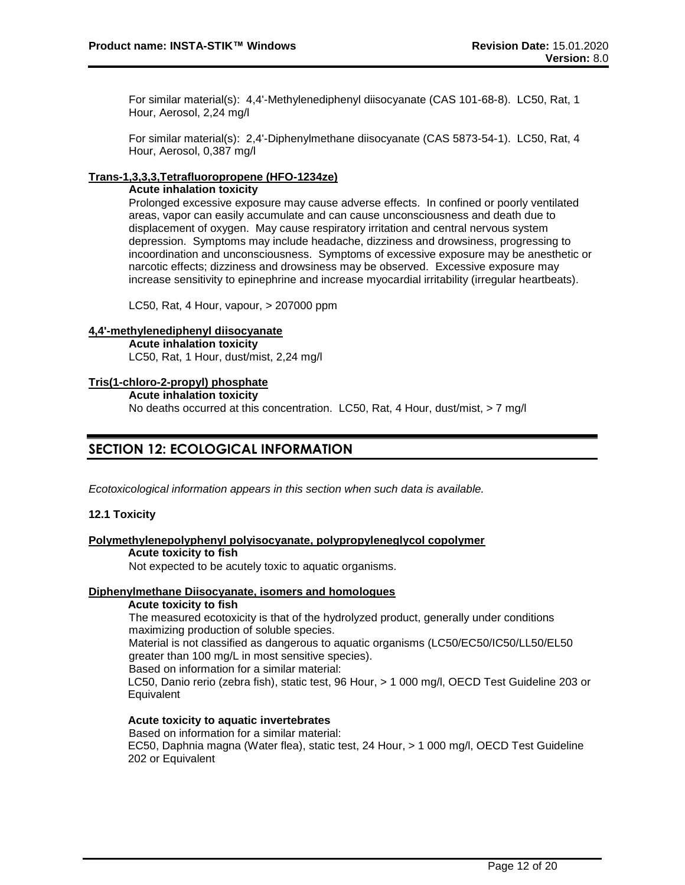For similar material(s): 4,4'-Methylenediphenyl diisocyanate (CAS 101-68-8). LC50, Rat, 1 Hour, Aerosol, 2,24 mg/l

For similar material(s): 2,4'-Diphenylmethane diisocyanate (CAS 5873-54-1). LC50, Rat, 4 Hour, Aerosol, 0,387 mg/l

**Trans-1,3,3,3,Tetrafluoropropene (HFO-1234ze)**

**Acute inhalation toxicity**

Prolonged excessive exposure may cause adverse effects. In confined or poorly ventilated areas, vapor can easily accumulate and can cause unconsciousness and death due to displacement of oxygen. May cause respiratory irritation and central nervous system depression. Symptoms may include headache, dizziness and drowsiness, progressing to incoordination and unconsciousness. Symptoms of excessive exposure may be anesthetic or narcotic effects; dizziness and drowsiness may be observed. Excessive exposure may increase sensitivity to epinephrine and increase myocardial irritability (irregular heartbeats).

LC50, Rat, 4 Hour, vapour, > 207000 ppm

**4,4'-methylenediphenyl diisocyanate**

**Acute inhalation toxicity**

LC50, Rat, 1 Hour, dust/mist, 2,24 mg/l

**Tris(1-chloro-2-propyl) phosphate**

**Acute inhalation toxicity**

No deaths occurred at this concentration. LC50, Rat, 4 Hour, dust/mist, > 7 mg/l

## SECTION 12: ECOLOGICAL INFORMATION

*Ecotoxicological information appears in this section when such data is available.*

### 12.1 Toxicity

**Polymethylenepolyphenyl polyisocyanate, polypropyleneglycol copolymer**

**Acute toxicity to fish**

Not expected to be acutely toxic to aquatic organisms.

**Diphenylmethane Diisocyanate, isomers and homologues**

**Acute toxicity to fish**

The measured ecotoxicity is that of the hydrolyzed product, generally under conditions maximizing production of soluble species.

Material is not classified as dangerous to aquatic organisms (LC50/EC50/IC50/LL50/EL50 greater than 100 mg/L in most sensitive species).

Based on information for a similar material:

LC50, Danio rerio (zebra fish), static test, 96 Hour, > 1 000 mg/l, OECD Test Guideline 203 or Equivalent

**Acute toxicity to aquatic invertebrates**

Based on information for a similar material:

EC50, Daphnia magna (Water flea), static test, 24 Hour, > 1 000 mg/l, OECD Test Guideline 202 or Equivalent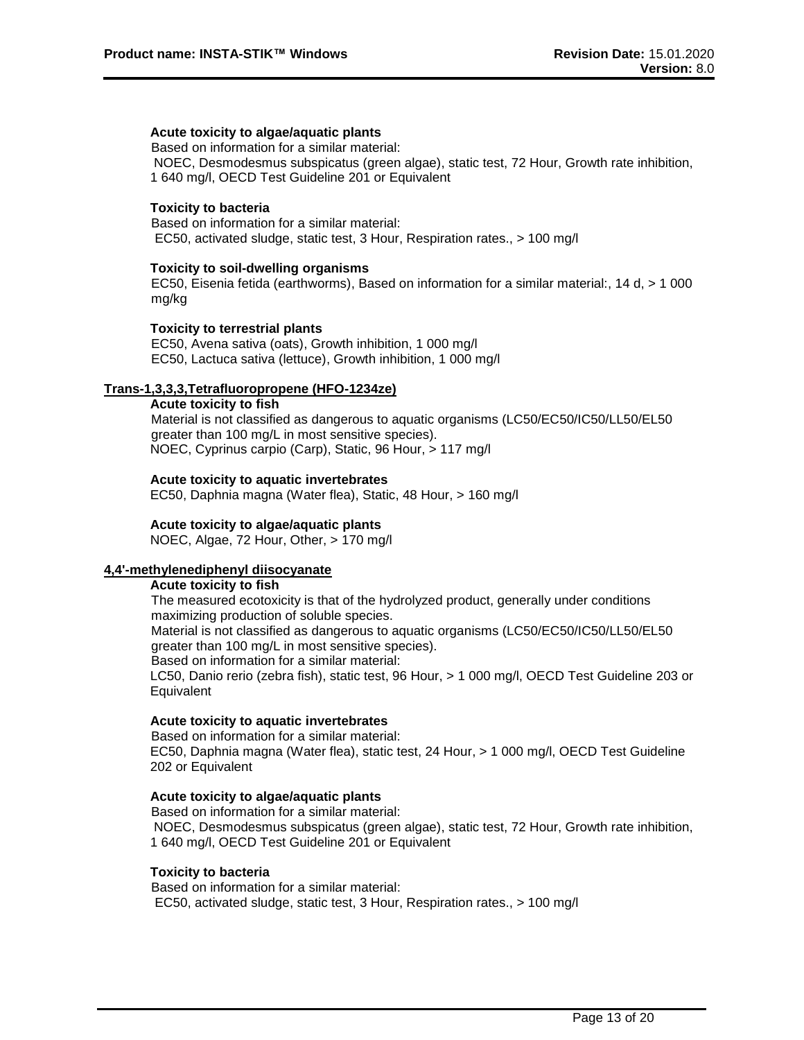**Acute toxicity to algae/aquatic plants**
Based on information for a similar material:
NOEC, Desmodesmus subspicatus (green algae), static test, 72 Hour, Growth rate inhibition, 1 640 mg/l, OECD Test Guideline 201 or Equivalent

**Toxicity to bacteria**
Based on information for a similar material:
EC50, activated sludge, static test, 3 Hour, Respiration rates., > 100 mg/l

**Toxicity to soil-dwelling organisms**
EC50, Eisenia fetida (earthworms), Based on information for a similar material:, 14 d, > 1 000 mg/kg

**Toxicity to terrestrial plants**
EC50, Avena sativa (oats), Growth inhibition, 1 000 mg/l
EC50, Lactuca sativa (lettuce), Growth inhibition, 1 000 mg/l

**Trans-1,3,3,3,Tetrafluoropropene (HFO-1234ze)**

**Acute toxicity to fish**
Material is not classified as dangerous to aquatic organisms (LC50/EC50/IC50/LL50/EL50 greater than 100 mg/L in most sensitive species).
NOEC, Cyprinus carpio (Carp), Static, 96 Hour, > 117 mg/l

**Acute toxicity to aquatic invertebrates**
EC50, Daphnia magna (Water flea), Static, 48 Hour, > 160 mg/l

**Acute toxicity to algae/aquatic plants**
NOEC, Algae, 72 Hour, Other, > 170 mg/l

**4,4'-methylenediphenyl diisocyanate**

**Acute toxicity to fish**
The measured ecotoxicity is that of the hydrolyzed product, generally under conditions maximizing production of soluble species.
Material is not classified as dangerous to aquatic organisms (LC50/EC50/IC50/LL50/EL50 greater than 100 mg/L in most sensitive species).
Based on information for a similar material:
LC50, Danio rerio (zebra fish), static test, 96 Hour, > 1 000 mg/l, OECD Test Guideline 203 or Equivalent

**Acute toxicity to aquatic invertebrates**
Based on information for a similar material:
EC50, Daphnia magna (Water flea), static test, 24 Hour, > 1 000 mg/l, OECD Test Guideline 202 or Equivalent

**Acute toxicity to algae/aquatic plants**
Based on information for a similar material:
NOEC, Desmodesmus subspicatus (green algae), static test, 72 Hour, Growth rate inhibition, 1 640 mg/l, OECD Test Guideline 201 or Equivalent

**Toxicity to bacteria**
Based on information for a similar material:
EC50, activated sludge, static test, 3 Hour, Respiration rates., > 100 mg/l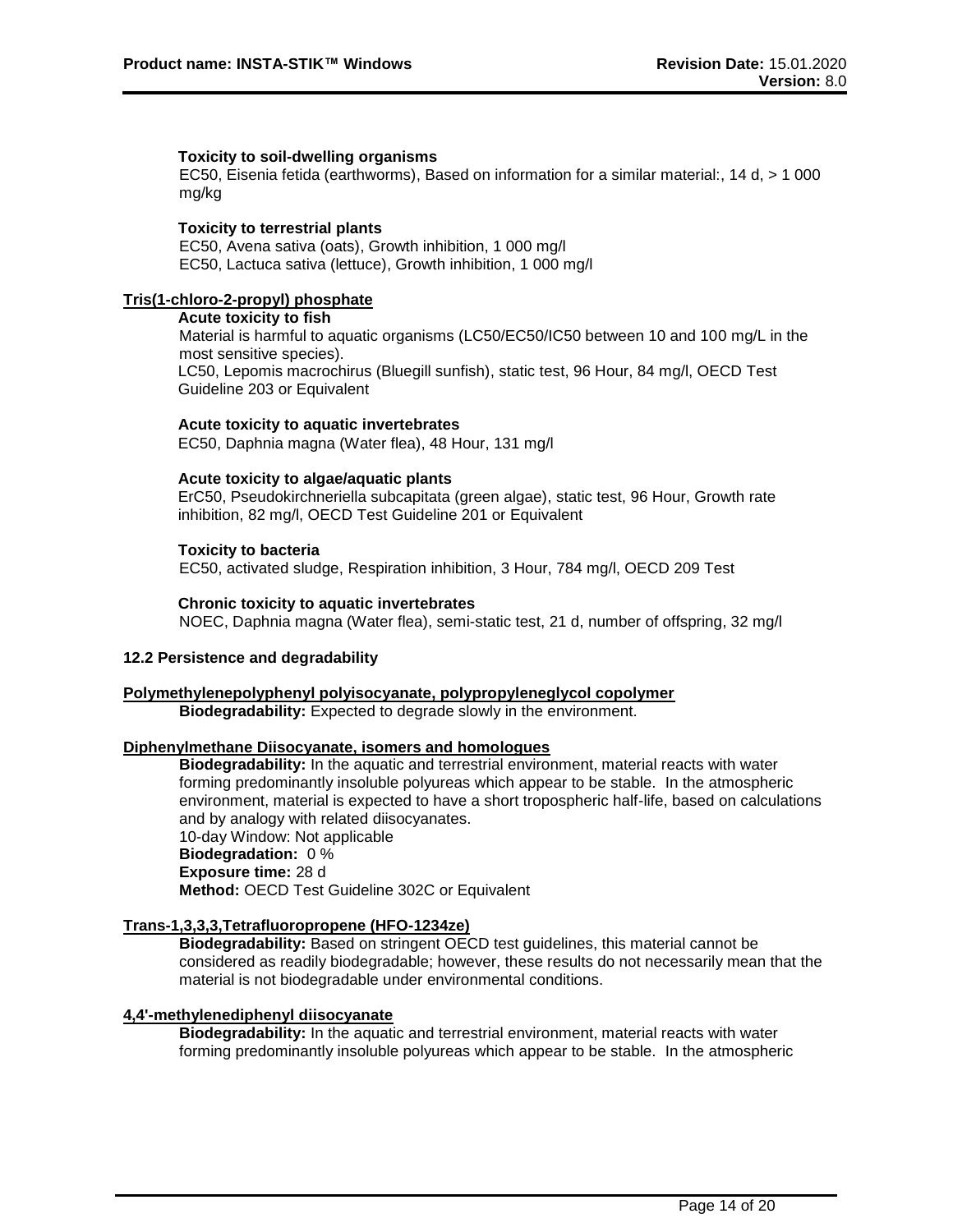**Toxicity to soil-dwelling organisms**

EC50, Eisenia fetida (earthworms), Based on information for a similar material:, 14 d, > 1 000 mg/kg

**Toxicity to terrestrial plants**

EC50, Avena sativa (oats), Growth inhibition, 1 000 mg/l
EC50, Lactuca sativa (lettuce), Growth inhibition, 1 000 mg/l

**Tris(1-chloro-2-propyl) phosphate**

**Acute toxicity to fish**

Material is harmful to aquatic organisms (LC50/EC50/IC50 between 10 and 100 mg/L in the most sensitive species).
LC50, Lepomis macrochirus (Bluegill sunfish), static test, 96 Hour, 84 mg/l, OECD Test Guideline 203 or Equivalent

**Acute toxicity to aquatic invertebrates**

EC50, Daphnia magna (Water flea), 48 Hour, 131 mg/l

**Acute toxicity to algae/aquatic plants**

ErC50, Pseudokirchneriella subcapitata (green algae), static test, 96 Hour, Growth rate inhibition, 82 mg/l, OECD Test Guideline 201 or Equivalent

**Toxicity to bacteria**

EC50, activated sludge, Respiration inhibition, 3 Hour, 784 mg/l, OECD 209 Test

**Chronic toxicity to aquatic invertebrates**

NOEC, Daphnia magna (Water flea), semi-static test, 21 d, number of offspring, 32 mg/l

**12.2 Persistence and degradability**

**Polymethylenepolyphenyl polyisocyanate, polypropyleneglycol copolymer**

**Biodegradability:** Expected to degrade slowly in the environment.

**Diphenylmethane Diisocyanate, isomers and homologues**

**Biodegradability:** In the aquatic and terrestrial environment, material reacts with water forming predominantly insoluble polyureas which appear to be stable. In the atmospheric environment, material is expected to have a short tropospheric half-life, based on calculations and by analogy with related diisocyanates.
10-day Window: Not applicable
**Biodegradation:** 0 %
**Exposure time:** 28 d
**Method:** OECD Test Guideline 302C or Equivalent

**Trans-1,3,3,3,Tetrafluoropropene (HFO-1234ze)**

**Biodegradability:** Based on stringent OECD test guidelines, this material cannot be considered as readily biodegradable; however, these results do not necessarily mean that the material is not biodegradable under environmental conditions.

**4,4'-methylenediphenyl diisocyanate**

**Biodegradability:** In the aquatic and terrestrial environment, material reacts with water forming predominantly insoluble polyureas which appear to be stable. In the atmospheric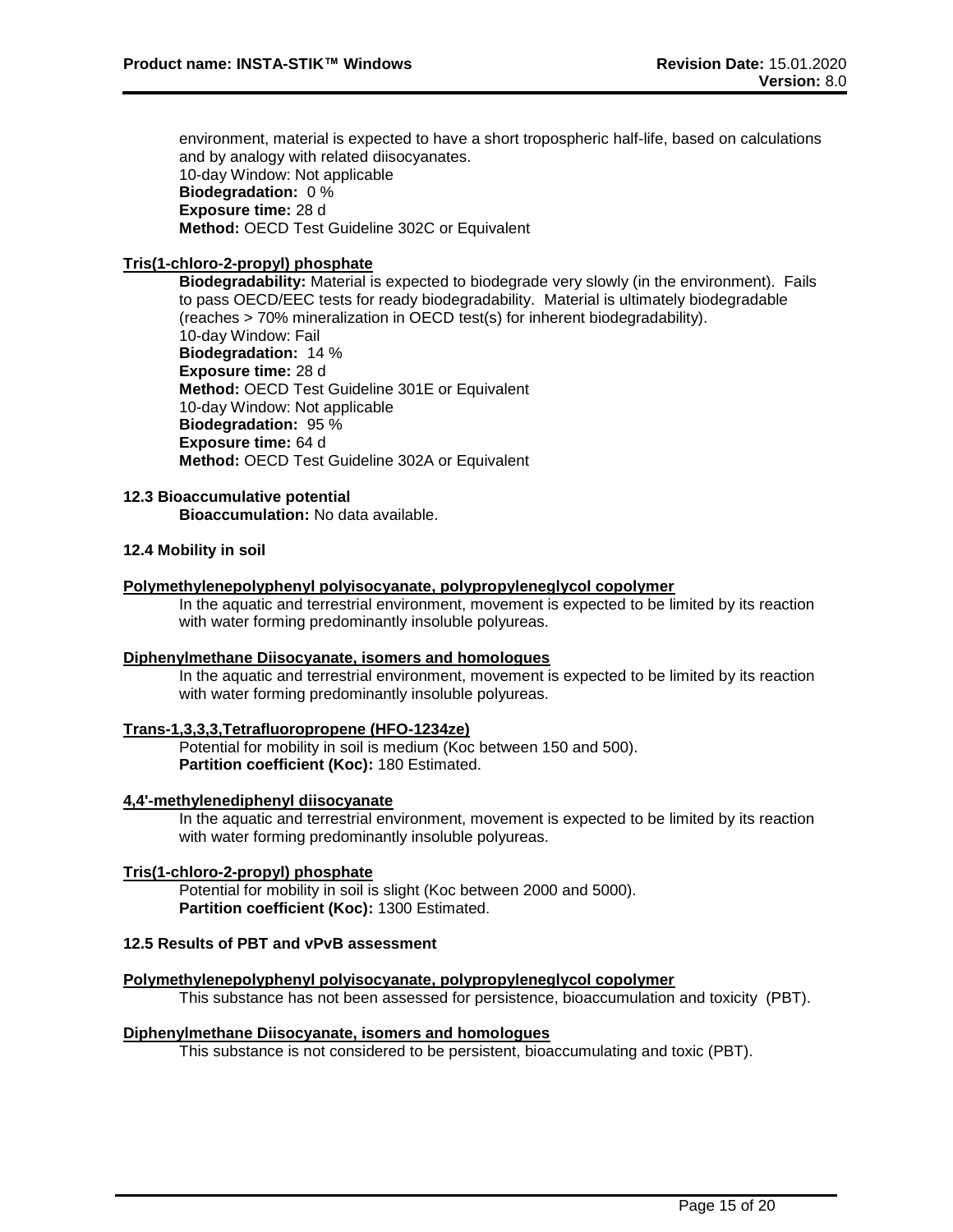environment, material is expected to have a short tropospheric half-life, based on calculations and by analogy with related diisocyanates.
10-day Window: Not applicable
**Biodegradation:** 0 %
**Exposure time:** 28 d
**Method:** OECD Test Guideline 302C or Equivalent

**Tris(1-chloro-2-propyl) phosphate**

**Biodegradability:** Material is expected to biodegrade very slowly (in the environment). Fails to pass OECD/EEC tests for ready biodegradability. Material is ultimately biodegradable (reaches > 70% mineralization in OECD test(s) for inherent biodegradability).
10-day Window: Fail
**Biodegradation:** 14 %
**Exposure time:** 28 d
**Method:** OECD Test Guideline 301E or Equivalent
10-day Window: Not applicable
**Biodegradation:** 95 %
**Exposure time:** 64 d
**Method:** OECD Test Guideline 302A or Equivalent

### 12.3 Bioaccumulative potential

**Bioaccumulation:** No data available.

### 12.4 Mobility in soil

**Polymethylenepolyphenyl polyisocyanate, polypropyleneglycol copolymer**

In the aquatic and terrestrial environment, movement is expected to be limited by its reaction with water forming predominantly insoluble polyureas.

**Diphenylmethane Diisocyanate, isomers and homologues**

In the aquatic and terrestrial environment, movement is expected to be limited by its reaction with water forming predominantly insoluble polyureas.

**Trans-1,3,3,3,Tetrafluoropropene (HFO-1234ze)**

Potential for mobility in soil is medium (Koc between 150 and 500).
**Partition coefficient (Koc):** 180 Estimated.

**4,4'-methylenediphenyl diisocyanate**

In the aquatic and terrestrial environment, movement is expected to be limited by its reaction with water forming predominantly insoluble polyureas.

**Tris(1-chloro-2-propyl) phosphate**

Potential for mobility in soil is slight (Koc between 2000 and 5000).
**Partition coefficient (Koc):** 1300 Estimated.

### 12.5 Results of PBT and vPvB assessment

**Polymethylenepolyphenyl polyisocyanate, polypropyleneglycol copolymer**

This substance has not been assessed for persistence, bioaccumulation and toxicity (PBT).

**Diphenylmethane Diisocyanate, isomers and homologues**

This substance is not considered to be persistent, bioaccumulating and toxic (PBT).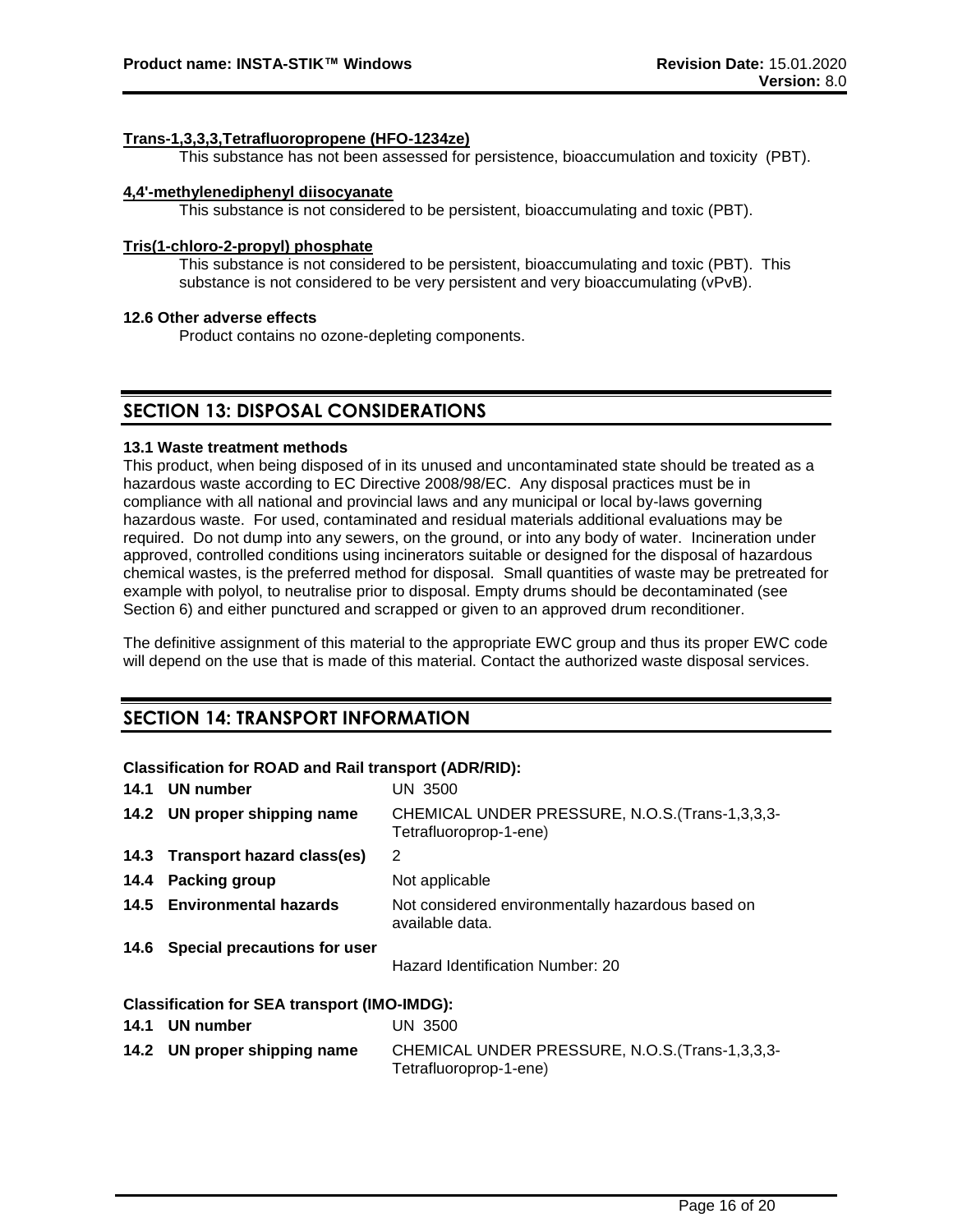**Trans-1,3,3,3,Tetrafluoropropene (HFO-1234ze)**

This substance has not been assessed for persistence, bioaccumulation and toxicity (PBT).

**4,4'-methylenediphenyl diisocyanate**

This substance is not considered to be persistent, bioaccumulating and toxic (PBT).

**Tris(1-chloro-2-propyl) phosphate**

This substance is not considered to be persistent, bioaccumulating and toxic (PBT). This substance is not considered to be very persistent and very bioaccumulating (vPvB).

**12.6 Other adverse effects**

Product contains no ozone-depleting components.

## SECTION 13: DISPOSAL CONSIDERATIONS

**13.1 Waste treatment methods**

This product, when being disposed of in its unused and uncontaminated state should be treated as a hazardous waste according to EC Directive 2008/98/EC. Any disposal practices must be in compliance with all national and provincial laws and any municipal or local by-laws governing hazardous waste. For used, contaminated and residual materials additional evaluations may be required. Do not dump into any sewers, on the ground, or into any body of water. Incineration under approved, controlled conditions using incinerators suitable or designed for the disposal of hazardous chemical wastes, is the preferred method for disposal. Small quantities of waste may be pretreated for example with polyol, to neutralise prior to disposal. Empty drums should be decontaminated (see Section 6) and either punctured and scrapped or given to an approved drum reconditioner.

The definitive assignment of this material to the appropriate EWC group and thus its proper EWC code will depend on the use that is made of this material. Contact the authorized waste disposal services.

## SECTION 14: TRANSPORT INFORMATION

**Classification for ROAD and Rail transport (ADR/RID):**

| | |
|---|---|
| **14.1 UN number** | UN 3500 |
| **14.2 UN proper shipping name** | CHEMICAL UNDER PRESSURE, N.O.S.(Trans-1,3,3,3-Tetrafluoroprop-1-ene) |
| **14.3 Transport hazard class(es)** | 2 |
| **14.4 Packing group** | Not applicable |
| **14.5 Environmental hazards** | Not considered environmentally hazardous based on available data. |
| **14.6 Special precautions for user** | Hazard Identification Number: 20 |

**Classification for SEA transport (IMO-IMDG):**

| | |
|---|---|
| **14.1 UN number** | UN 3500 |
| **14.2 UN proper shipping name** | CHEMICAL UNDER PRESSURE, N.O.S.(Trans-1,3,3,3-Tetrafluoroprop-1-ene) |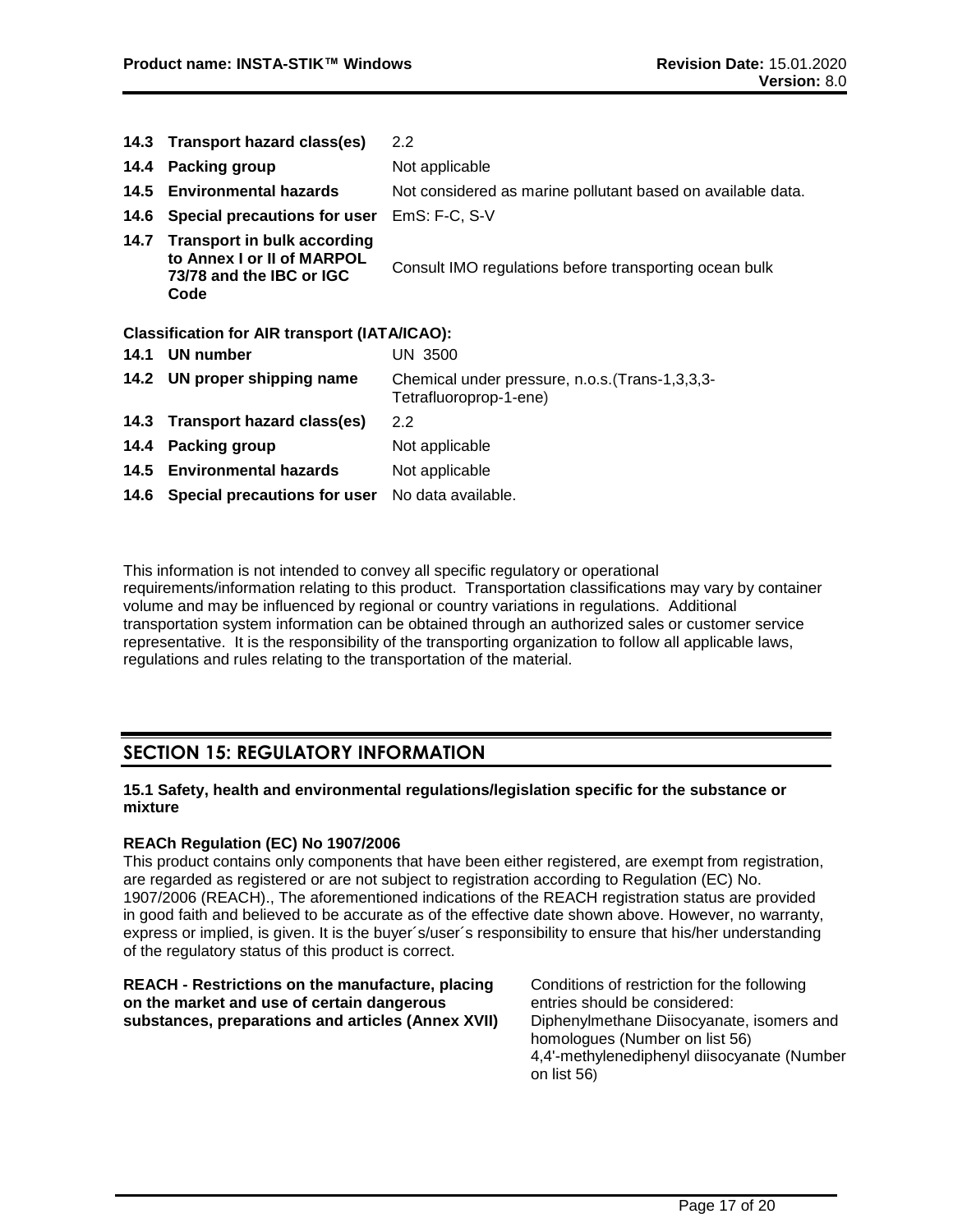| | | |
|---|---|---|
| **14.3** | **Transport hazard class(es)** | 2.2 |
| **14.4** | **Packing group** | Not applicable |
| **14.5** | **Environmental hazards** | Not considered as marine pollutant based on available data. |
| **14.6** | **Special precautions for user** | EmS: F-C, S-V |
| **14.7** | **Transport in bulk according to Annex I or II of MARPOL 73/78 and the IBC or IGC Code** | Consult IMO regulations before transporting ocean bulk |

**Classification for AIR transport (IATA/ICAO):**

| | | |
|---|---|---|
| **14.1** | **UN number** | UN 3500 |
| **14.2** | **UN proper shipping name** | Chemical under pressure, n.o.s.(Trans-1,3,3,3-Tetrafluoroprop-1-ene) |
| **14.3** | **Transport hazard class(es)** | 2.2 |
| **14.4** | **Packing group** | Not applicable |
| **14.5** | **Environmental hazards** | Not applicable |
| **14.6** | **Special precautions for user** | No data available. |

This information is not intended to convey all specific regulatory or operational requirements/information relating to this product. Transportation classifications may vary by container volume and may be influenced by regional or country variations in regulations. Additional transportation system information can be obtained through an authorized sales or customer service representative. It is the responsibility of the transporting organization to follow all applicable laws, regulations and rules relating to the transportation of the material.

## SECTION 15: REGULATORY INFORMATION

**15.1 Safety, health and environmental regulations/legislation specific for the substance or mixture**

**REACh Regulation (EC) No 1907/2006**

This product contains only components that have been either registered, are exempt from registration, are regarded as registered or are not subject to registration according to Regulation (EC) No. 1907/2006 (REACH)., The aforementioned indications of the REACH registration status are provided in good faith and believed to be accurate as of the effective date shown above. However, no warranty, express or implied, is given. It is the buyer´s/user´s responsibility to ensure that his/her understanding of the regulatory status of this product is correct.

| | |
|---|---|
| **REACH - Restrictions on the manufacture, placing on the market and use of certain dangerous substances, preparations and articles (Annex XVII)** | Conditions of restriction for the following entries should be considered: Diphenylmethane Diisocyanate, isomers and homologues (Number on list 56) 4,4'-methylenediphenyl diisocyanate (Number on list 56) |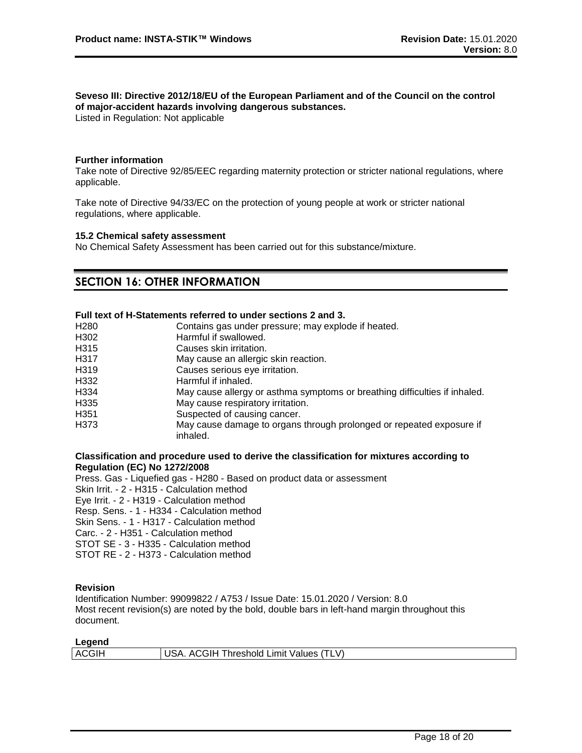**Seveso III: Directive 2012/18/EU of the European Parliament and of the Council on the control of major-accident hazards involving dangerous substances.**
Listed in Regulation: Not applicable

**Further information**
Take note of Directive 92/85/EEC regarding maternity protection or stricter national regulations, where applicable.

Take note of Directive 94/33/EC on the protection of young people at work or stricter national regulations, where applicable.

**15.2 Chemical safety assessment**
No Chemical Safety Assessment has been carried out for this substance/mixture.

## SECTION 16: OTHER INFORMATION

**Full text of H-Statements referred to under sections 2 and 3.**

| | |
|---|---|
| H280 | Contains gas under pressure; may explode if heated. |
| H302 | Harmful if swallowed. |
| H315 | Causes skin irritation. |
| H317 | May cause an allergic skin reaction. |
| H319 | Causes serious eye irritation. |
| H332 | Harmful if inhaled. |
| H334 | May cause allergy or asthma symptoms or breathing difficulties if inhaled. |
| H335 | May cause respiratory irritation. |
| H351 | Suspected of causing cancer. |
| H373 | May cause damage to organs through prolonged or repeated exposure if inhaled. |

**Classification and procedure used to derive the classification for mixtures according to Regulation (EC) No 1272/2008**
Press. Gas - Liquefied gas - H280 - Based on product data or assessment
Skin Irrit. - 2 - H315 - Calculation method
Eye Irrit. - 2 - H319 - Calculation method
Resp. Sens. - 1 - H334 - Calculation method
Skin Sens. - 1 - H317 - Calculation method
Carc. - 2 - H351 - Calculation method
STOT SE - 3 - H335 - Calculation method
STOT RE - 2 - H373 - Calculation method

**Revision**
Identification Number: 99099822 / A753 / Issue Date: 15.01.2020 / Version: 8.0
Most recent revision(s) are noted by the bold, double bars in left-hand margin throughout this document.

**Legend**

| | |
|---|---|
| ACGIH | USA. ACGIH Threshold Limit Values (TLV) |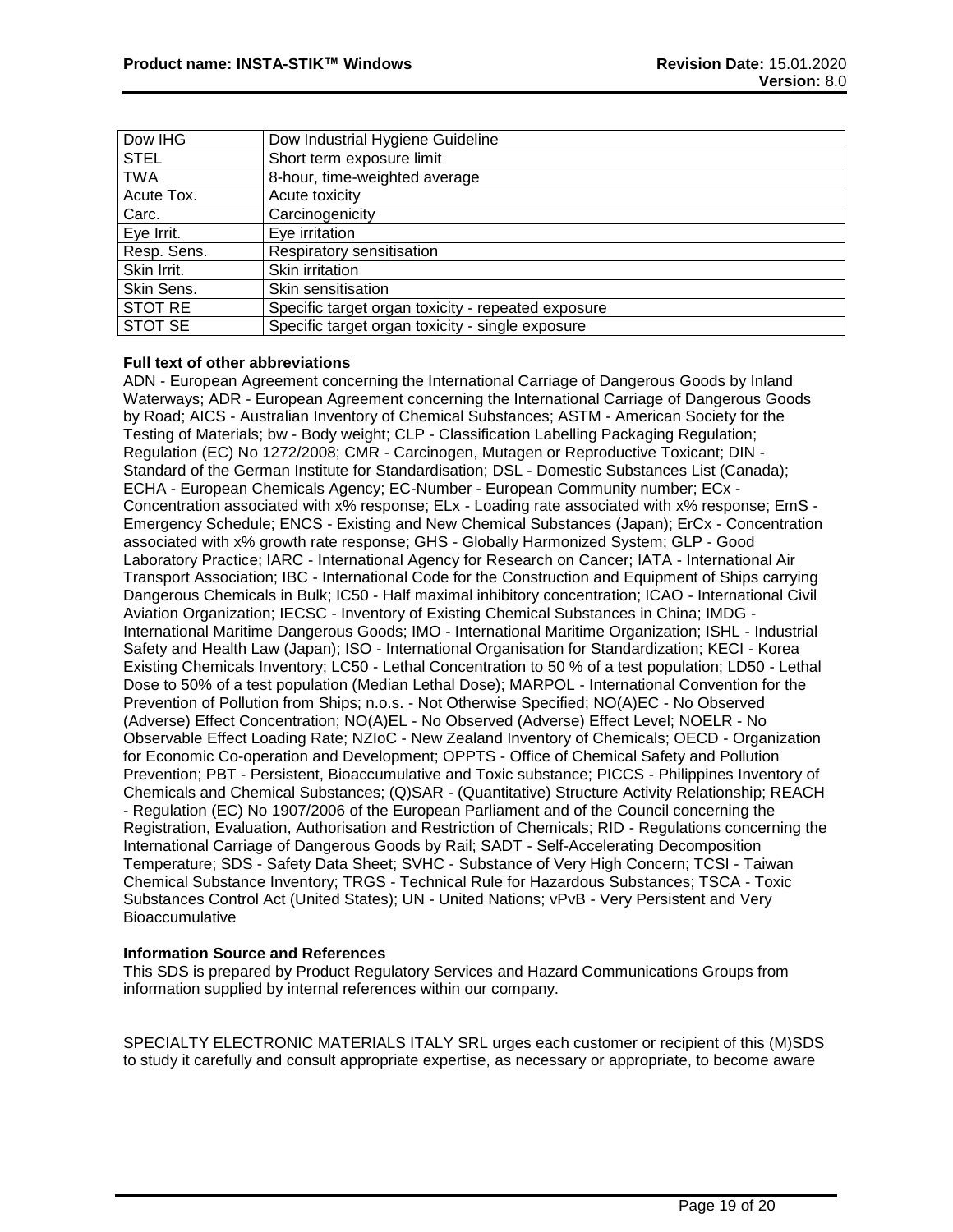| Dow IHG | Dow Industrial Hygiene Guideline |
|---|---|
| STEL | Short term exposure limit |
| TWA | 8-hour, time-weighted average |
| Acute Tox. | Acute toxicity |
| Carc. | Carcinogenicity |
| Eye Irrit. | Eye irritation |
| Resp. Sens. | Respiratory sensitisation |
| Skin Irrit. | Skin irritation |
| Skin Sens. | Skin sensitisation |
| STOT RE | Specific target organ toxicity - repeated exposure |
| STOT SE | Specific target organ toxicity - single exposure |

**Full text of other abbreviations**

ADN - European Agreement concerning the International Carriage of Dangerous Goods by Inland Waterways; ADR - European Agreement concerning the International Carriage of Dangerous Goods by Road; AICS - Australian Inventory of Chemical Substances; ASTM - American Society for the Testing of Materials; bw - Body weight; CLP - Classification Labelling Packaging Regulation; Regulation (EC) No 1272/2008; CMR - Carcinogen, Mutagen or Reproductive Toxicant; DIN - Standard of the German Institute for Standardisation; DSL - Domestic Substances List (Canada); ECHA - European Chemicals Agency; EC-Number - European Community number; ECx - Concentration associated with x% response; ELx - Loading rate associated with x% response; EmS - Emergency Schedule; ENCS - Existing and New Chemical Substances (Japan); ErCx - Concentration associated with x% growth rate response; GHS - Globally Harmonized System; GLP - Good Laboratory Practice; IARC - International Agency for Research on Cancer; IATA - International Air Transport Association; IBC - International Code for the Construction and Equipment of Ships carrying Dangerous Chemicals in Bulk; IC50 - Half maximal inhibitory concentration; ICAO - International Civil Aviation Organization; IECSC - Inventory of Existing Chemical Substances in China; IMDG - International Maritime Dangerous Goods; IMO - International Maritime Organization; ISHL - Industrial Safety and Health Law (Japan); ISO - International Organisation for Standardization; KECI - Korea Existing Chemicals Inventory; LC50 - Lethal Concentration to 50 % of a test population; LD50 - Lethal Dose to 50% of a test population (Median Lethal Dose); MARPOL - International Convention for the Prevention of Pollution from Ships; n.o.s. - Not Otherwise Specified; NO(A)EC - No Observed (Adverse) Effect Concentration; NO(A)EL - No Observed (Adverse) Effect Level; NOELR - No Observable Effect Loading Rate; NZIoC - New Zealand Inventory of Chemicals; OECD - Organization for Economic Co-operation and Development; OPPTS - Office of Chemical Safety and Pollution Prevention; PBT - Persistent, Bioaccumulative and Toxic substance; PICCS - Philippines Inventory of Chemicals and Chemical Substances; (Q)SAR - (Quantitative) Structure Activity Relationship; REACH - Regulation (EC) No 1907/2006 of the European Parliament and of the Council concerning the Registration, Evaluation, Authorisation and Restriction of Chemicals; RID - Regulations concerning the International Carriage of Dangerous Goods by Rail; SADT - Self-Accelerating Decomposition Temperature; SDS - Safety Data Sheet; SVHC - Substance of Very High Concern; TCSI - Taiwan Chemical Substance Inventory; TRGS - Technical Rule for Hazardous Substances; TSCA - Toxic Substances Control Act (United States); UN - United Nations; vPvB - Very Persistent and Very Bioaccumulative

**Information Source and References**

This SDS is prepared by Product Regulatory Services and Hazard Communications Groups from information supplied by internal references within our company.

SPECIALTY ELECTRONIC MATERIALS ITALY SRL urges each customer or recipient of this (M)SDS to study it carefully and consult appropriate expertise, as necessary or appropriate, to become aware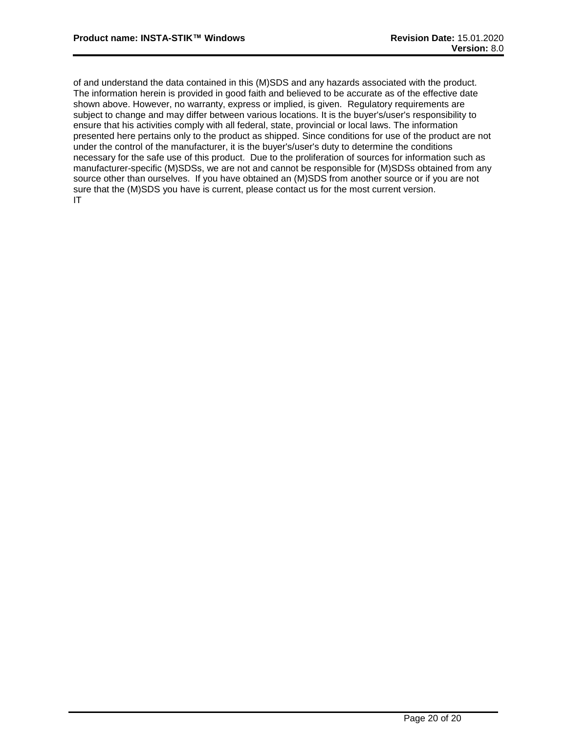of and understand the data contained in this (M)SDS and any hazards associated with the product. The information herein is provided in good faith and believed to be accurate as of the effective date shown above. However, no warranty, express or implied, is given. Regulatory requirements are subject to change and may differ between various locations. It is the buyer's/user's responsibility to ensure that his activities comply with all federal, state, provincial or local laws. The information presented here pertains only to the product as shipped. Since conditions for use of the product are not under the control of the manufacturer, it is the buyer's/user's duty to determine the conditions necessary for the safe use of this product. Due to the proliferation of sources for information such as manufacturer-specific (M)SDSs, we are not and cannot be responsible for (M)SDSs obtained from any source other than ourselves. If you have obtained an (M)SDS from another source or if you are not sure that the (M)SDS you have is current, please contact us for the most current version.
IT